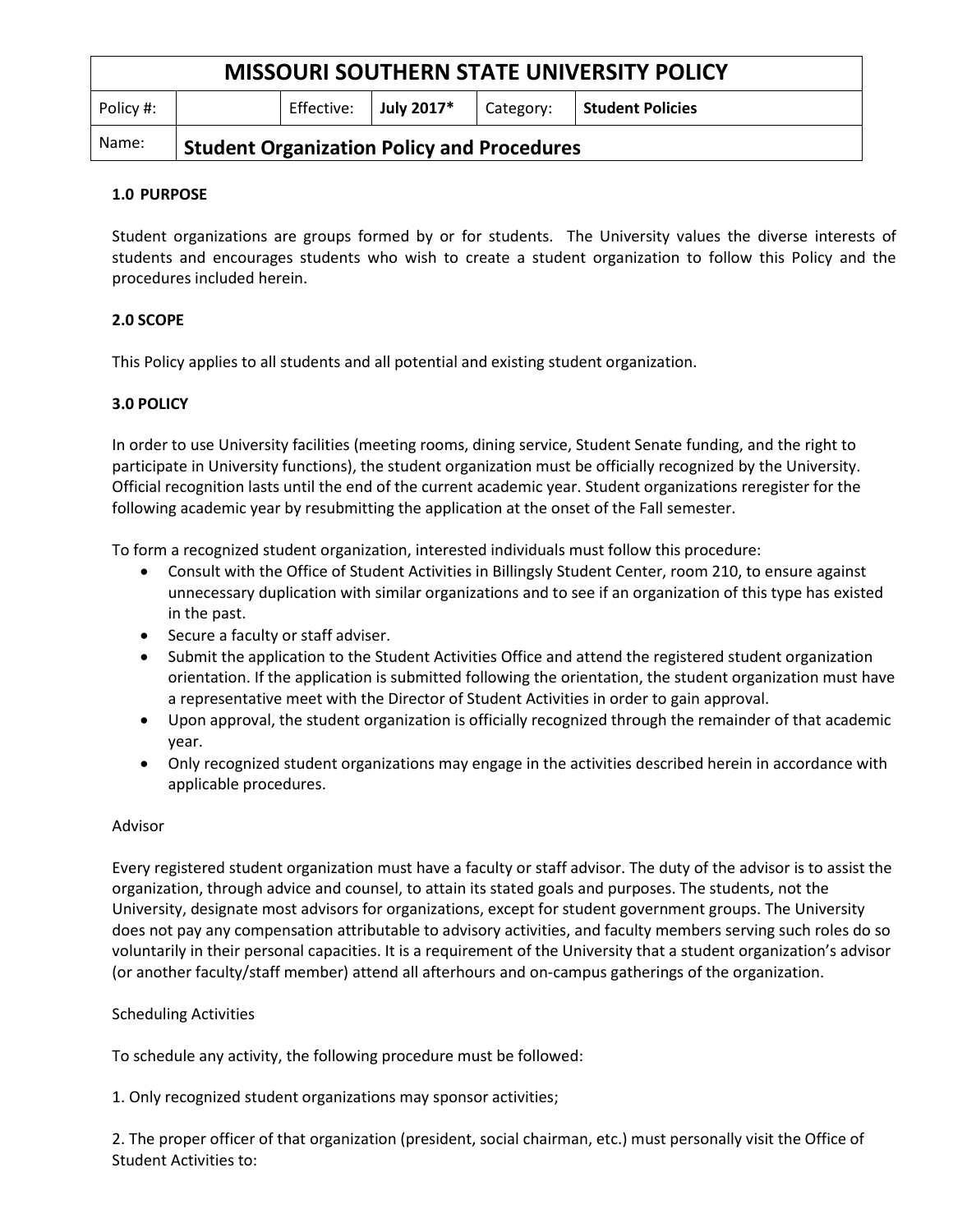| MISSOURI SOUTHERN STATE UNIVERSITY POLICY | | | | | |
|---|---|---|---|---|---|
| Policy #: | | Effective: | **July 2017*** | Category: | **Student Policies** |
| Name: | **Student Organization Policy and Procedures** | | | | |

**1.0 PURPOSE**

Student organizations are groups formed by or for students. The University values the diverse interests of students and encourages students who wish to create a student organization to follow this Policy and the procedures included herein.

**2.0 SCOPE**

This Policy applies to all students and all potential and existing student organization.

**3.0 POLICY**

In order to use University facilities (meeting rooms, dining service, Student Senate funding, and the right to participate in University functions), the student organization must be officially recognized by the University. Official recognition lasts until the end of the current academic year. Student organizations reregister for the following academic year by resubmitting the application at the onset of the Fall semester.

To form a recognized student organization, interested individuals must follow this procedure:

- Consult with the Office of Student Activities in Billingsly Student Center, room 210, to ensure against unnecessary duplication with similar organizations and to see if an organization of this type has existed in the past.
- Secure a faculty or staff adviser.
- Submit the application to the Student Activities Office and attend the registered student organization orientation. If the application is submitted following the orientation, the student organization must have a representative meet with the Director of Student Activities in order to gain approval.
- Upon approval, the student organization is officially recognized through the remainder of that academic year.
- Only recognized student organizations may engage in the activities described herein in accordance with applicable procedures.

Advisor

Every registered student organization must have a faculty or staff advisor. The duty of the advisor is to assist the organization, through advice and counsel, to attain its stated goals and purposes. The students, not the University, designate most advisors for organizations, except for student government groups. The University does not pay any compensation attributable to advisory activities, and faculty members serving such roles do so voluntarily in their personal capacities. It is a requirement of the University that a student organization's advisor (or another faculty/staff member) attend all afterhours and on-campus gatherings of the organization.

Scheduling Activities

To schedule any activity, the following procedure must be followed:

1. Only recognized student organizations may sponsor activities;

2. The proper officer of that organization (president, social chairman, etc.) must personally visit the Office of Student Activities to: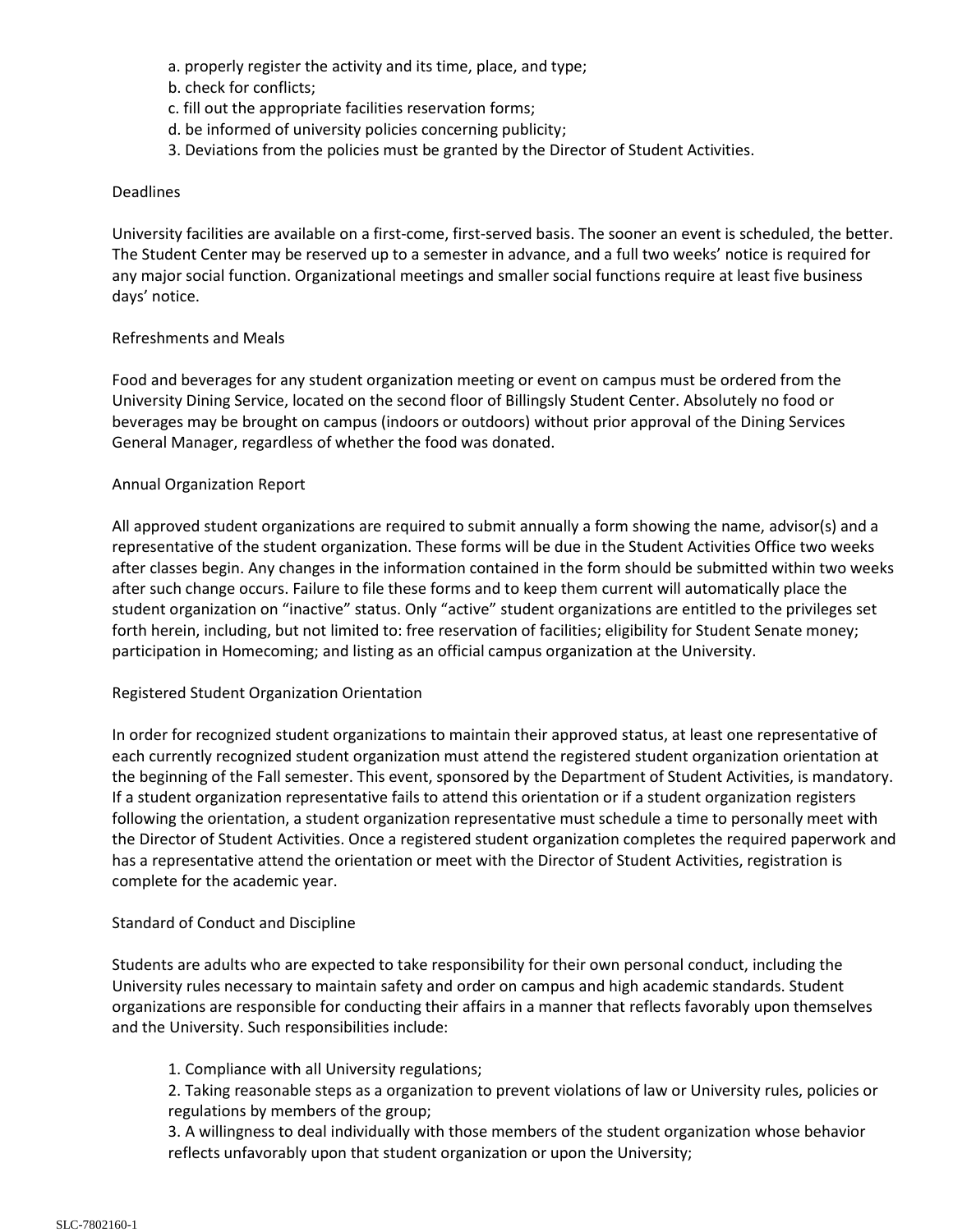a. properly register the activity and its time, place, and type;
b. check for conflicts;
c. fill out the appropriate facilities reservation forms;
d. be informed of university policies concerning publicity;

3. Deviations from the policies must be granted by the Director of Student Activities.

Deadlines

University facilities are available on a first-come, first-served basis. The sooner an event is scheduled, the better. The Student Center may be reserved up to a semester in advance, and a full two weeks' notice is required for any major social function. Organizational meetings and smaller social functions require at least five business days' notice.

Refreshments and Meals

Food and beverages for any student organization meeting or event on campus must be ordered from the University Dining Service, located on the second floor of Billingsly Student Center. Absolutely no food or beverages may be brought on campus (indoors or outdoors) without prior approval of the Dining Services General Manager, regardless of whether the food was donated.

Annual Organization Report

All approved student organizations are required to submit annually a form showing the name, advisor(s) and a representative of the student organization. These forms will be due in the Student Activities Office two weeks after classes begin. Any changes in the information contained in the form should be submitted within two weeks after such change occurs. Failure to file these forms and to keep them current will automatically place the student organization on "inactive" status. Only "active" student organizations are entitled to the privileges set forth herein, including, but not limited to: free reservation of facilities; eligibility for Student Senate money; participation in Homecoming; and listing as an official campus organization at the University.

Registered Student Organization Orientation

In order for recognized student organizations to maintain their approved status, at least one representative of each currently recognized student organization must attend the registered student organization orientation at the beginning of the Fall semester. This event, sponsored by the Department of Student Activities, is mandatory. If a student organization representative fails to attend this orientation or if a student organization registers following the orientation, a student organization representative must schedule a time to personally meet with the Director of Student Activities. Once a registered student organization completes the required paperwork and has a representative attend the orientation or meet with the Director of Student Activities, registration is complete for the academic year.

Standard of Conduct and Discipline

Students are adults who are expected to take responsibility for their own personal conduct, including the University rules necessary to maintain safety and order on campus and high academic standards. Student organizations are responsible for conducting their affairs in a manner that reflects favorably upon themselves and the University. Such responsibilities include:

1. Compliance with all University regulations;
2. Taking reasonable steps as a organization to prevent violations of law or University rules, policies or regulations by members of the group;
3. A willingness to deal individually with those members of the student organization whose behavior reflects unfavorably upon that student organization or upon the University;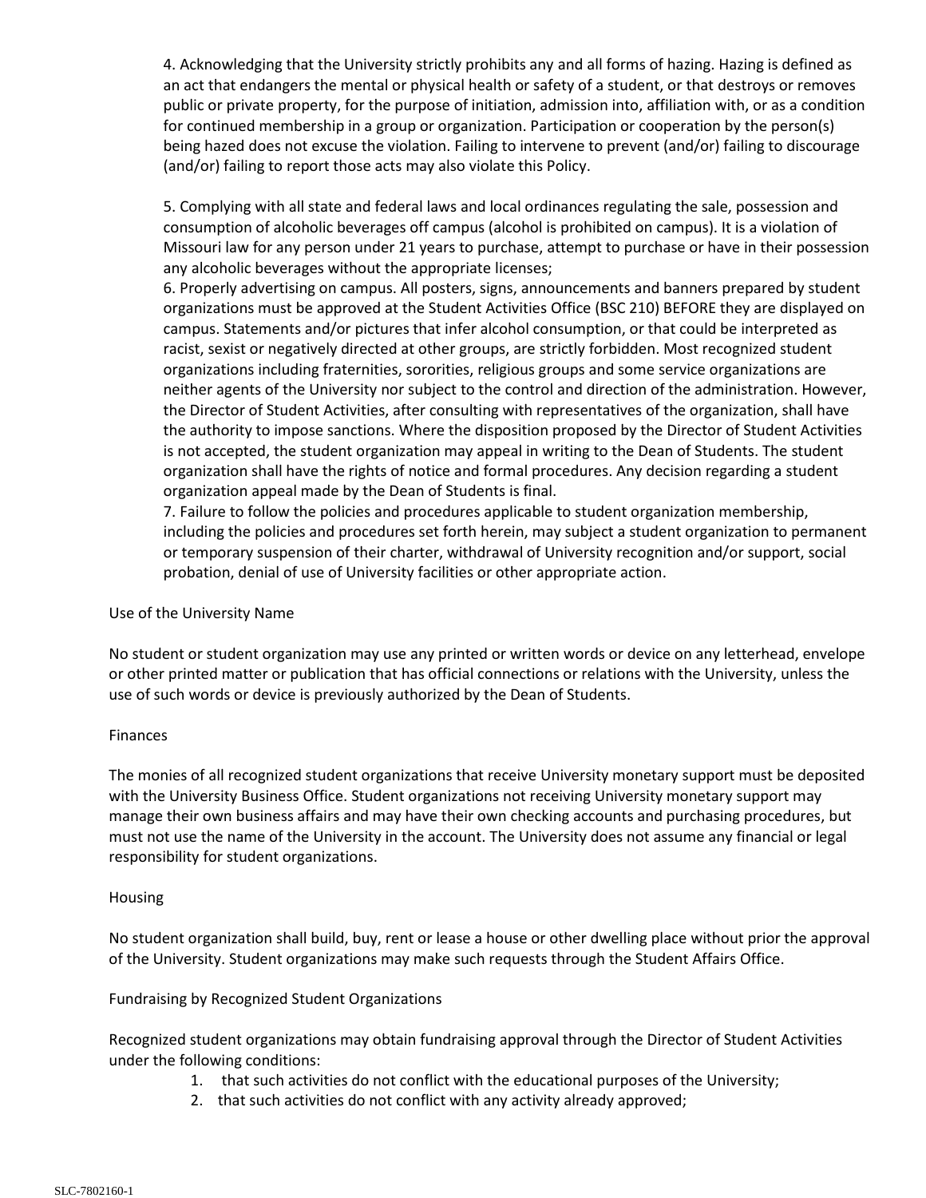4. Acknowledging that the University strictly prohibits any and all forms of hazing. Hazing is defined as an act that endangers the mental or physical health or safety of a student, or that destroys or removes public or private property, for the purpose of initiation, admission into, affiliation with, or as a condition for continued membership in a group or organization. Participation or cooperation by the person(s) being hazed does not excuse the violation. Failing to intervene to prevent (and/or) failing to discourage (and/or) failing to report those acts may also violate this Policy.

5. Complying with all state and federal laws and local ordinances regulating the sale, possession and consumption of alcoholic beverages off campus (alcohol is prohibited on campus). It is a violation of Missouri law for any person under 21 years to purchase, attempt to purchase or have in their possession any alcoholic beverages without the appropriate licenses;

6. Properly advertising on campus. All posters, signs, announcements and banners prepared by student organizations must be approved at the Student Activities Office (BSC 210) BEFORE they are displayed on campus. Statements and/or pictures that infer alcohol consumption, or that could be interpreted as racist, sexist or negatively directed at other groups, are strictly forbidden. Most recognized student organizations including fraternities, sororities, religious groups and some service organizations are neither agents of the University nor subject to the control and direction of the administration. However, the Director of Student Activities, after consulting with representatives of the organization, shall have the authority to impose sanctions. Where the disposition proposed by the Director of Student Activities is not accepted, the student organization may appeal in writing to the Dean of Students. The student organization shall have the rights of notice and formal procedures. Any decision regarding a student organization appeal made by the Dean of Students is final.

7. Failure to follow the policies and procedures applicable to student organization membership, including the policies and procedures set forth herein, may subject a student organization to permanent or temporary suspension of their charter, withdrawal of University recognition and/or support, social probation, denial of use of University facilities or other appropriate action.

## Use of the University Name

No student or student organization may use any printed or written words or device on any letterhead, envelope or other printed matter or publication that has official connections or relations with the University, unless the use of such words or device is previously authorized by the Dean of Students.

## Finances

The monies of all recognized student organizations that receive University monetary support must be deposited with the University Business Office. Student organizations not receiving University monetary support may manage their own business affairs and may have their own checking accounts and purchasing procedures, but must not use the name of the University in the account. The University does not assume any financial or legal responsibility for student organizations.

## Housing

No student organization shall build, buy, rent or lease a house or other dwelling place without prior the approval of the University. Student organizations may make such requests through the Student Affairs Office.

## Fundraising by Recognized Student Organizations

Recognized student organizations may obtain fundraising approval through the Director of Student Activities under the following conditions:

1. that such activities do not conflict with the educational purposes of the University;
2. that such activities do not conflict with any activity already approved;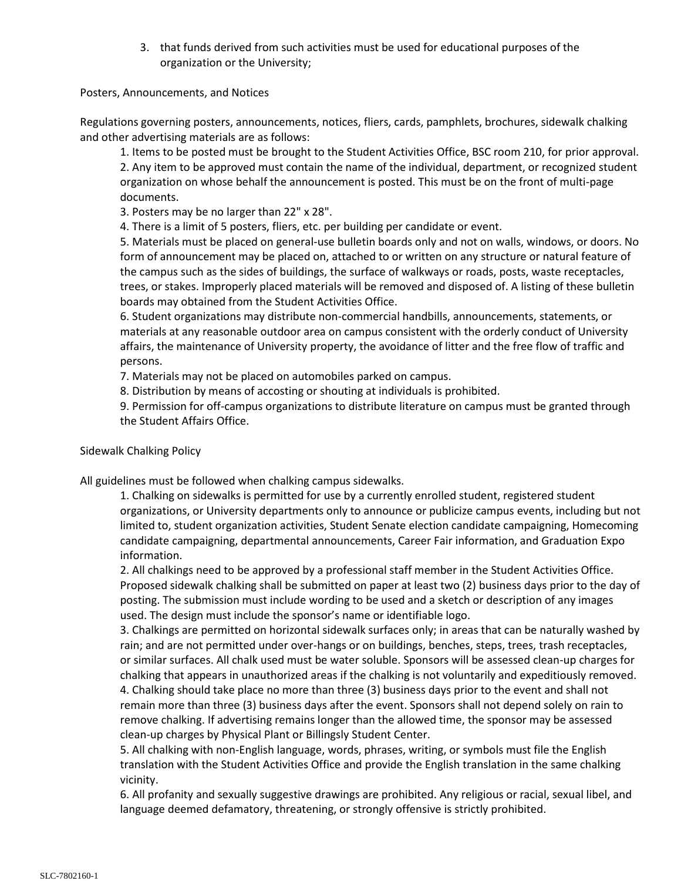3. that funds derived from such activities must be used for educational purposes of the organization or the University;

Posters, Announcements, and Notices

Regulations governing posters, announcements, notices, fliers, cards, pamphlets, brochures, sidewalk chalking and other advertising materials are as follows:

1. Items to be posted must be brought to the Student Activities Office, BSC room 210, for prior approval.
2. Any item to be approved must contain the name of the individual, department, or recognized student organization on whose behalf the announcement is posted. This must be on the front of multi-page documents.
3. Posters may be no larger than 22" x 28".
4. There is a limit of 5 posters, fliers, etc. per building per candidate or event.
5. Materials must be placed on general-use bulletin boards only and not on walls, windows, or doors. No form of announcement may be placed on, attached to or written on any structure or natural feature of the campus such as the sides of buildings, the surface of walkways or roads, posts, waste receptacles, trees, or stakes. Improperly placed materials will be removed and disposed of. A listing of these bulletin boards may obtained from the Student Activities Office.
6. Student organizations may distribute non-commercial handbills, announcements, statements, or materials at any reasonable outdoor area on campus consistent with the orderly conduct of University affairs, the maintenance of University property, the avoidance of litter and the free flow of traffic and persons.
7. Materials may not be placed on automobiles parked on campus.
8. Distribution by means of accosting or shouting at individuals is prohibited.
9. Permission for off-campus organizations to distribute literature on campus must be granted through the Student Affairs Office.

Sidewalk Chalking Policy

All guidelines must be followed when chalking campus sidewalks.

1. Chalking on sidewalks is permitted for use by a currently enrolled student, registered student organizations, or University departments only to announce or publicize campus events, including but not limited to, student organization activities, Student Senate election candidate campaigning, Homecoming candidate campaigning, departmental announcements, Career Fair information, and Graduation Expo information.
2. All chalkings need to be approved by a professional staff member in the Student Activities Office. Proposed sidewalk chalking shall be submitted on paper at least two (2) business days prior to the day of posting. The submission must include wording to be used and a sketch or description of any images used. The design must include the sponsor's name or identifiable logo.
3. Chalkings are permitted on horizontal sidewalk surfaces only; in areas that can be naturally washed by rain; and are not permitted under over-hangs or on buildings, benches, steps, trees, trash receptacles, or similar surfaces. All chalk used must be water soluble. Sponsors will be assessed clean-up charges for chalking that appears in unauthorized areas if the chalking is not voluntarily and expeditiously removed.
4. Chalking should take place no more than three (3) business days prior to the event and shall not remain more than three (3) business days after the event. Sponsors shall not depend solely on rain to remove chalking. If advertising remains longer than the allowed time, the sponsor may be assessed clean-up charges by Physical Plant or Billingsly Student Center.
5. All chalking with non-English language, words, phrases, writing, or symbols must file the English translation with the Student Activities Office and provide the English translation in the same chalking vicinity.
6. All profanity and sexually suggestive drawings are prohibited. Any religious or racial, sexual libel, and language deemed defamatory, threatening, or strongly offensive is strictly prohibited.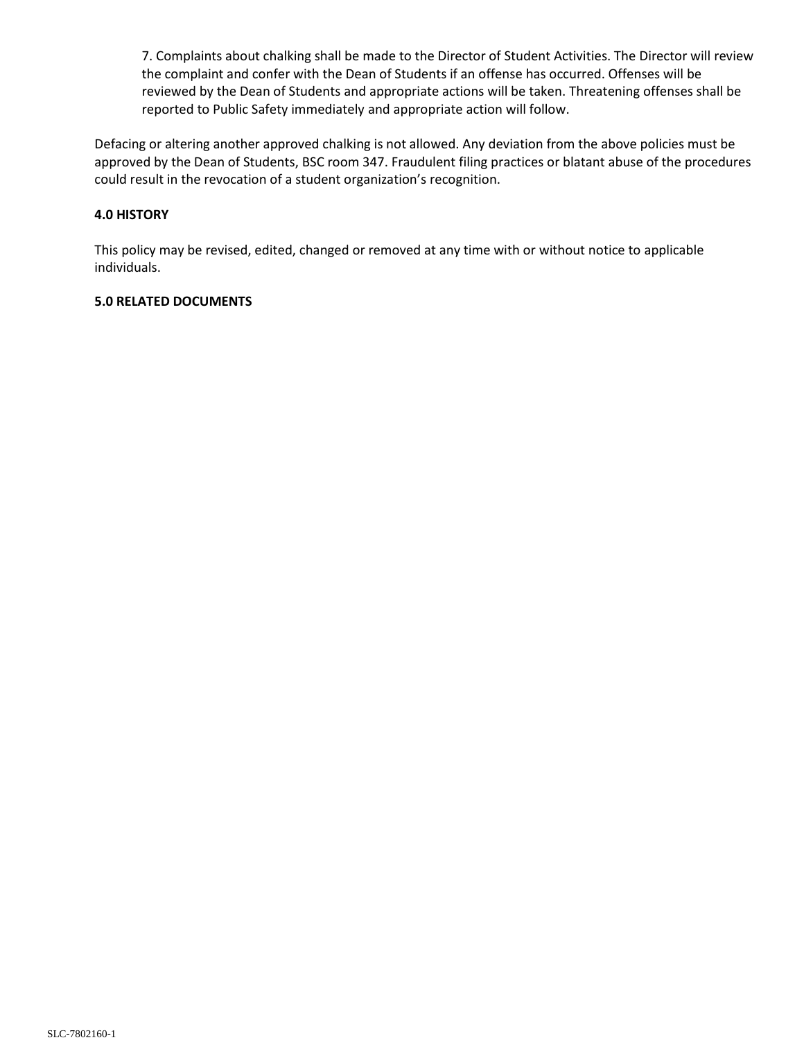7. Complaints about chalking shall be made to the Director of Student Activities. The Director will review the complaint and confer with the Dean of Students if an offense has occurred. Offenses will be reviewed by the Dean of Students and appropriate actions will be taken. Threatening offenses shall be reported to Public Safety immediately and appropriate action will follow.

Defacing or altering another approved chalking is not allowed. Any deviation from the above policies must be approved by the Dean of Students, BSC room 347. Fraudulent filing practices or blatant abuse of the procedures could result in the revocation of a student organization's recognition.

**4.0 HISTORY**

This policy may be revised, edited, changed or removed at any time with or without notice to applicable individuals.

**5.0 RELATED DOCUMENTS**

SLC-7802160-1